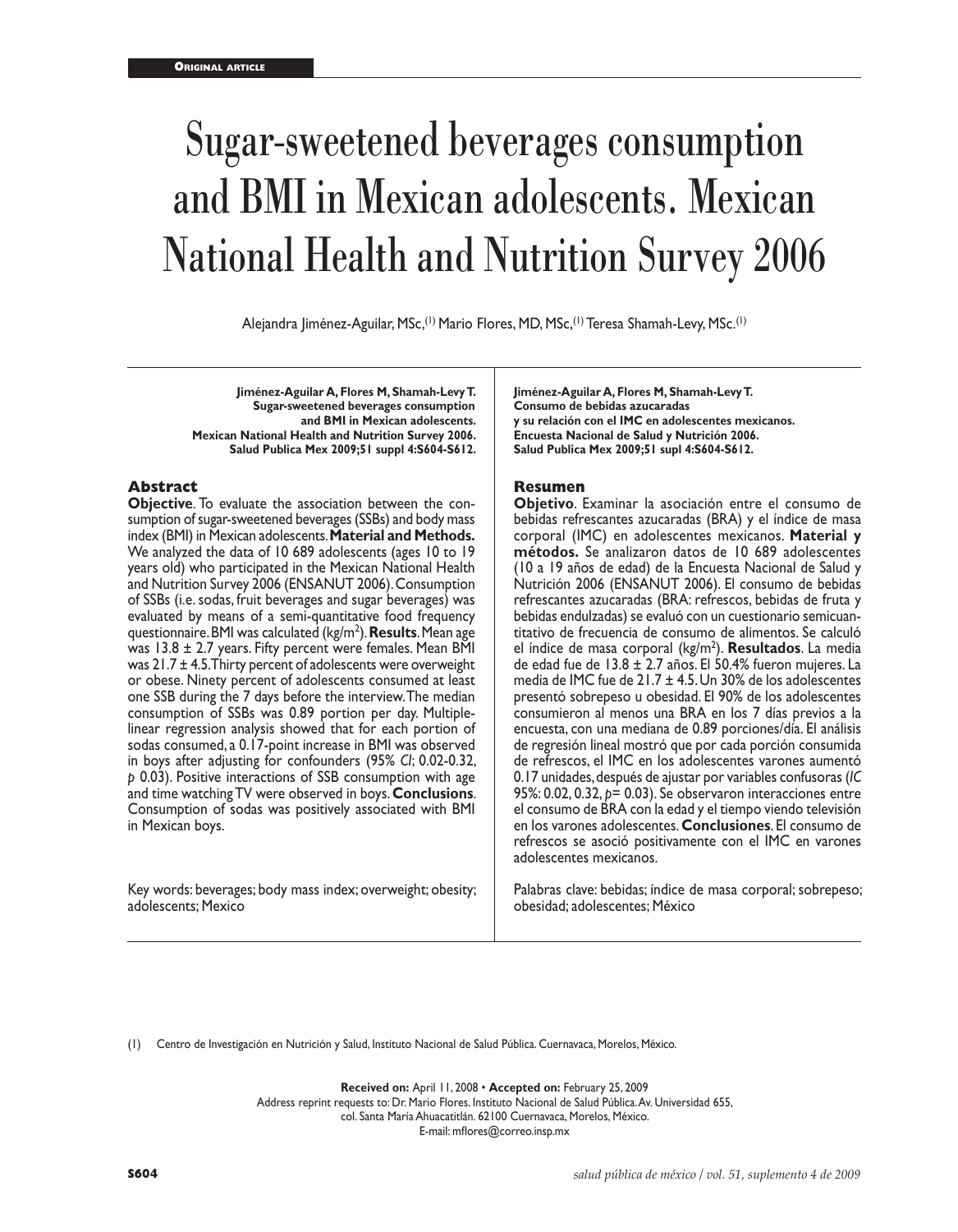Original article

# Sugar-sweetened beverages consumption and BMI in Mexican adolescents. Mexican National Health and Nutrition Survey 2006

Alejandra Jiménez-Aguilar, MSc,[1] Mario Flores, MD, MSc,[1] Teresa Shamah-Levy, MSc.[1]

**Jiménez-Aguilar A, Flores M, Shamah-Levy T.**
**Sugar-sweetened beverages consumption and BMI in Mexican adolescents.**
**Mexican National Health and Nutrition Survey 2006.**
**Salud Publica Mex 2009;51 suppl 4:S604-S612.**

## Abstract

**Objective**. To evaluate the association between the consumption of sugar-sweetened beverages (SSBs) and body mass index (BMI) in Mexican adolescents. **Material and Methods.** We analyzed the data of 10 689 adolescents (ages 10 to 19 years old) who participated in the Mexican National Health and Nutrition Survey 2006 (ENSANUT 2006). Consumption of SSBs (i.e. sodas, fruit beverages and sugar beverages) was evaluated by means of a semi-quantitative food frequency questionnaire. BMI was calculated (kg/m$^2$). **Results**. Mean age was 13.8 ± 2.7 years. Fifty percent were females. Mean BMI was 21.7 ± 4.5. Thirty percent of adolescents were overweight or obese. Ninety percent of adolescents consumed at least one SSB during the 7 days before the interview. The median consumption of SSBs was 0.89 portion per day. Multiple-linear regression analysis showed that for each portion of sodas consumed, a 0.17-point increase in BMI was observed in boys after adjusting for confounders (95% *CI*; 0.02-0.32, *p* 0.03). Positive interactions of SSB consumption with age and time watching TV were observed in boys. **Conclusions**. Consumption of sodas was positively associated with BMI in Mexican boys.

Key words: beverages; body mass index; overweight; obesity; adolescents; Mexico

**Jiménez-Aguilar A, Flores M, Shamah-Levy T.**
**Consumo de bebidas azucaradas y su relación con el IMC en adolescentes mexicanos.**
**Encuesta Nacional de Salud y Nutrición 2006.**
**Salud Publica Mex 2009;51 supl 4:S604-S612.**

## Resumen

**Objetivo**. Examinar la asociación entre el consumo de bebidas refrescantes azucaradas (BRA) y el índice de masa corporal (IMC) en adolescentes mexicanos. **Material y métodos.** Se analizaron datos de 10 689 adolescentes (10 a 19 años de edad) de la Encuesta Nacional de Salud y Nutrición 2006 (ENSANUT 2006). El consumo de bebidas refrescantes azucaradas (BRA: refrescos, bebidas de fruta y bebidas endulzadas) se evaluó con un cuestionario semicuantitativo de frecuencia de consumo de alimentos. Se calculó el índice de masa corporal (kg/m$^2$). **Resultados**. La media de edad fue de 13.8 ± 2.7 años. El 50.4% fueron mujeres. La media de IMC fue de 21.7 ± 4.5. Un 30% de los adolescentes presentó sobrepeso u obesidad. El 90% de los adolescentes consumieron al menos una BRA en los 7 días previos a la encuesta, con una mediana de 0.89 porciones/día. El análisis de regresión lineal mostró que por cada porción consumida de refrescos, el IMC en los adolescentes varones aumentó 0.17 unidades, después de ajustar por variables confusoras (*IC* 95%: 0.02, 0.32, *p*= 0.03). Se observaron interacciones entre el consumo de BRA con la edad y el tiempo viendo televisión en los varones adolescentes. **Conclusiones**. El consumo de refrescos se asoció positivamente con el IMC en varones adolescentes mexicanos.

Palabras clave: bebidas; índice de masa corporal; sobrepeso; obesidad; adolescentes; México

(1) Centro de Investigación en Nutrición y Salud, Instituto Nacional de Salud Pública. Cuernavaca, Morelos, México.

**Received on:** April 11, 2008 • **Accepted on:** February 25, 2009
Address reprint requests to: Dr. Mario Flores. Instituto Nacional de Salud Pública. Av. Universidad 655, col. Santa María Ahuacatitlán. 62100 Cuernavaca, Morelos, México.
E-mail: mflores@correo.insp.mx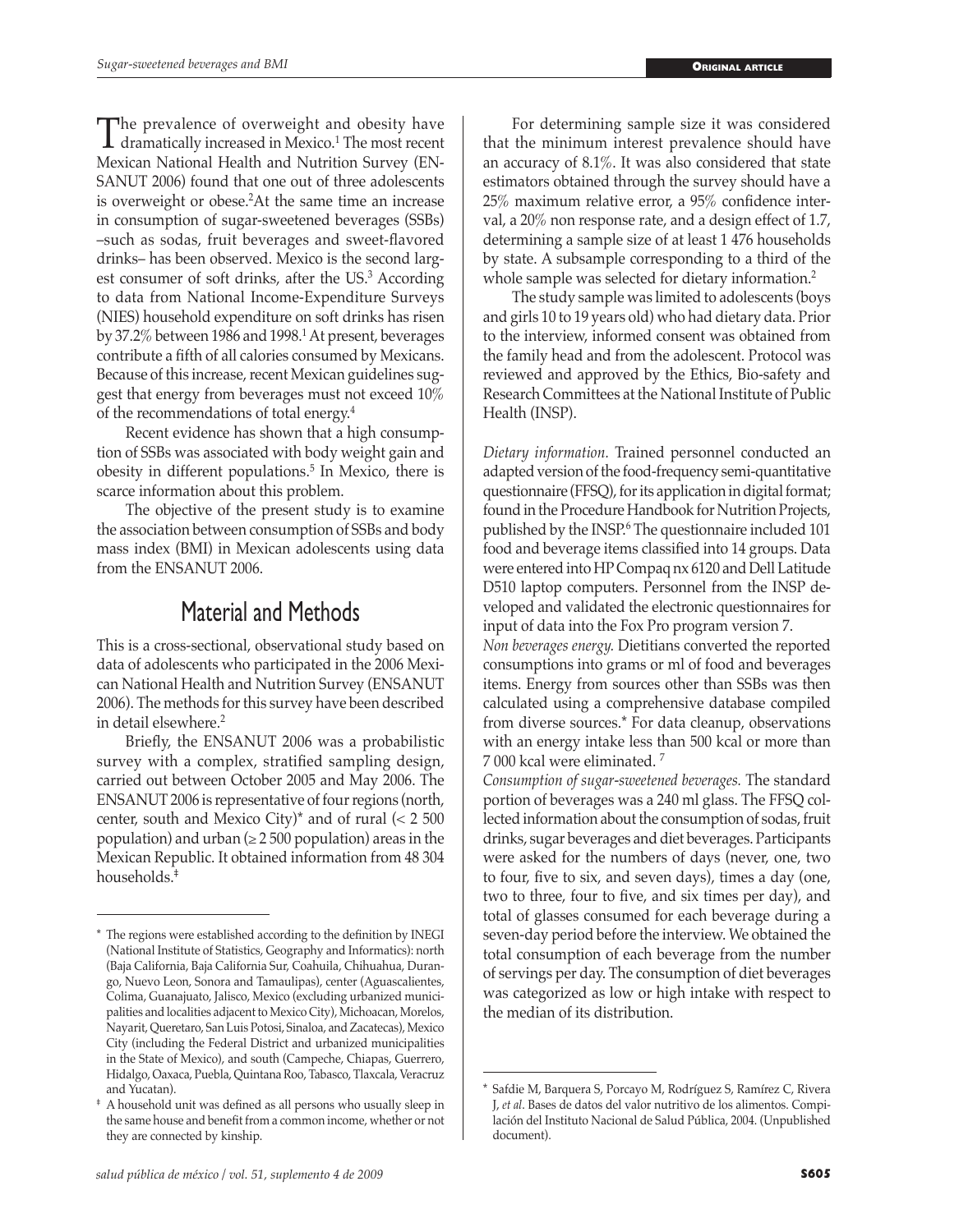The prevalence of overweight and obesity have dramatically increased in Mexico.[1] The most recent Mexican National Health and Nutrition Survey (ENSANUT 2006) found that one out of three adolescents is overweight or obese.[2] At the same time an increase in consumption of sugar-sweetened beverages (SSBs) –such as sodas, fruit beverages and sweet-flavored drinks– has been observed. Mexico is the second largest consumer of soft drinks, after the US.[3] According to data from National Income-Expenditure Surveys (NIES) household expenditure on soft drinks has risen by 37.2% between 1986 and 1998.[1] At present, beverages contribute a fifth of all calories consumed by Mexicans. Because of this increase, recent Mexican guidelines suggest that energy from beverages must not exceed 10% of the recommendations of total energy.[4]

Recent evidence has shown that a high consumption of SSBs was associated with body weight gain and obesity in different populations.[5] In Mexico, there is scarce information about this problem.

The objective of the present study is to examine the association between consumption of SSBs and body mass index (BMI) in Mexican adolescents using data from the ENSANUT 2006.

## Material and Methods

This is a cross-sectional, observational study based on data of adolescents who participated in the 2006 Mexican National Health and Nutrition Survey (ENSANUT 2006). The methods for this survey have been described in detail elsewhere.[2]

Briefly, the ENSANUT 2006 was a probabilistic survey with a complex, stratified sampling design, carried out between October 2005 and May 2006. The ENSANUT 2006 is representative of four regions (north, center, south and Mexico City)* and of rural (< 2 500 population) and urban (≥ 2 500 population) areas in the Mexican Republic. It obtained information from 48 304 households.‡

For determining sample size it was considered that the minimum interest prevalence should have an accuracy of 8.1%. It was also considered that state estimators obtained through the survey should have a 25% maximum relative error, a 95% confidence interval, a 20% non response rate, and a design effect of 1.7, determining a sample size of at least 1 476 households by state. A subsample corresponding to a third of the whole sample was selected for dietary information.[2]

The study sample was limited to adolescents (boys and girls 10 to 19 years old) who had dietary data. Prior to the interview, informed consent was obtained from the family head and from the adolescent. Protocol was reviewed and approved by the Ethics, Bio-safety and Research Committees at the National Institute of Public Health (INSP).

*Dietary information.* Trained personnel conducted an adapted version of the food-frequency semi-quantitative questionnaire (FFSQ), for its application in digital format; found in the Procedure Handbook for Nutrition Projects, published by the INSP.[6] The questionnaire included 101 food and beverage items classified into 14 groups. Data were entered into HP Compaq nx 6120 and Dell Latitude D510 laptop computers. Personnel from the INSP developed and validated the electronic questionnaires for input of data into the Fox Pro program version 7.

*Non beverages energy.* Dietitians converted the reported consumptions into grams or ml of food and beverages items. Energy from sources other than SSBs was then calculated using a comprehensive database compiled from diverse sources.* For data cleanup, observations with an energy intake less than 500 kcal or more than 7 000 kcal were eliminated.[7]

*Consumption of sugar-sweetened beverages.* The standard portion of beverages was a 240 ml glass. The FFSQ collected information about the consumption of sodas, fruit drinks, sugar beverages and diet beverages. Participants were asked for the numbers of days (never, one, two to four, five to six, and seven days), times a day (one, two to three, four to five, and six times per day), and total of glasses consumed for each beverage during a seven-day period before the interview. We obtained the total consumption of each beverage from the number of servings per day. The consumption of diet beverages was categorized as low or high intake with respect to the median of its distribution.

---

\* The regions were established according to the definition by INEGI (National Institute of Statistics, Geography and Informatics): north (Baja California, Baja California Sur, Coahuila, Chihuahua, Durango, Nuevo Leon, Sonora and Tamaulipas), center (Aguascalientes, Colima, Guanajuato, Jalisco, Mexico (excluding urbanized municipalities and localities adjacent to Mexico City), Michoacan, Morelos, Nayarit, Queretaro, San Luis Potosi, Sinaloa, and Zacatecas), Mexico City (including the Federal District and urbanized municipalities in the State of Mexico), and south (Campeche, Chiapas, Guerrero, Hidalgo, Oaxaca, Puebla, Quintana Roo, Tabasco, Tlaxcala, Veracruz and Yucatan).

‡ A household unit was defined as all persons who usually sleep in the same house and benefit from a common income, whether or not they are connected by kinship.

\* Safdie M, Barquera S, Porcayo M, Rodríguez S, Ramírez C, Rivera J, *et al*. Bases de datos del valor nutritivo de los alimentos. Compilación del Instituto Nacional de Salud Pública, 2004. (Unpublished document).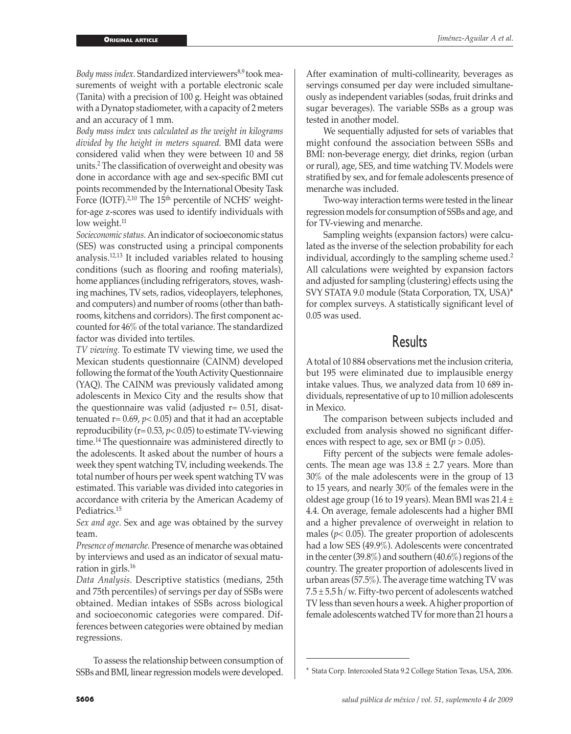*Body mass index.* Standardized interviewers[8,9] took measurements of weight with a portable electronic scale (Tanita) with a precision of 100 g. Height was obtained with a Dynatop stadiometer, with a capacity of 2 meters and an accuracy of 1 mm.

*Body mass index was calculated as the weight in kilograms divided by the height in meters squared.* BMI data were considered valid when they were between 10 and 58 units.[2] The classification of overweight and obesity was done in accordance with age and sex-specific BMI cut points recommended by the International Obesity Task Force (IOTF).[2,10] The 15th percentile of NCHS' weight-for-age z-scores was used to identify individuals with low weight.[11]

*Socieconomic status.* An indicator of socioeconomic status (SES) was constructed using a principal components analysis.[12,13] It included variables related to housing conditions (such as flooring and roofing materials), home appliances (including refrigerators, stoves, washing machines, TV sets, radios, videoplayers, telephones, and computers) and number of rooms (other than bathrooms, kitchens and corridors). The first component accounted for 46% of the total variance. The standardized factor was divided into tertiles.

*TV viewing.* To estimate TV viewing time, we used the Mexican students questionnaire (CAINM) developed following the format of the Youth Activity Questionnaire (YAQ). The CAINM was previously validated among adolescents in Mexico City and the results show that the questionnaire was valid (adjusted $r= 0.51$, disattenuated $r= 0.69$, $p< 0.05$) and that it had an acceptable reproducibility ($r= 0.53$, $p< 0.05$) to estimate TV-viewing time.[14] The questionnaire was administered directly to the adolescents. It asked about the number of hours a week they spent watching TV, including weekends. The total number of hours per week spent watching TV was estimated. This variable was divided into categories in accordance with criteria by the American Academy of Pediatrics.[15]

*Sex and age.* Sex and age was obtained by the survey team.

*Presence of menarche.* Presence of menarche was obtained by interviews and used as an indicator of sexual maturation in girls.[16]

*Data Analysis.* Descriptive statistics (medians, 25th and 75th percentiles) of servings per day of SSBs were obtained. Median intakes of SSBs across biological and socioeconomic categories were compared. Differences between categories were obtained by median regressions.

To assess the relationship between consumption of SSBs and BMI, linear regression models were developed. After examination of multi-collinearity, beverages as servings consumed per day were included simultaneously as independent variables (sodas, fruit drinks and sugar beverages). The variable SSBs as a group was tested in another model.

We sequentially adjusted for sets of variables that might confound the association between SSBs and BMI: non-beverage energy, diet drinks, region (urban or rural), age, SES, and time watching TV. Models were stratified by sex, and for female adolescents presence of menarche was included.

Two-way interaction terms were tested in the linear regression models for consumption of SSBs and age, and for TV-viewing and menarche.

Sampling weights (expansion factors) were calculated as the inverse of the selection probability for each individual, accordingly to the sampling scheme used.[2] All calculations were weighted by expansion factors and adjusted for sampling (clustering) effects using the SVY STATA 9.0 module (Stata Corporation, TX, USA)* for complex surveys. A statistically significant level of 0.05 was used.

# Results

A total of 10 884 observations met the inclusion criteria, but 195 were eliminated due to implausible energy intake values. Thus, we analyzed data from 10 689 individuals, representative of up to 10 million adolescents in Mexico.

The comparison between subjects included and excluded from analysis showed no significant differences with respect to age, sex or BMI ($p > 0.05$).

Fifty percent of the subjects were female adolescents. The mean age was $13.8 \pm 2.7$ years. More than 30% of the male adolescents were in the group of 13 to 15 years, and nearly 30% of the females were in the oldest age group (16 to 19 years). Mean BMI was $21.4 \pm 4.4$. On average, female adolescents had a higher BMI and a higher prevalence of overweight in relation to males ($p< 0.05$). The greater proportion of adolescents had a low SES (49.9%). Adolescents were concentrated in the center (39.8%) and southern (40.6%) regions of the country. The greater proportion of adolescents lived in urban areas (57.5%). The average time watching TV was $7.5 \pm 5.5$ h/w. Fifty-two percent of adolescents watched TV less than seven hours a week. A higher proportion of female adolescents watched TV for more than 21 hours a

---

\* Stata Corp. Intercooled Stata 9.2 College Station Texas, USA, 2006.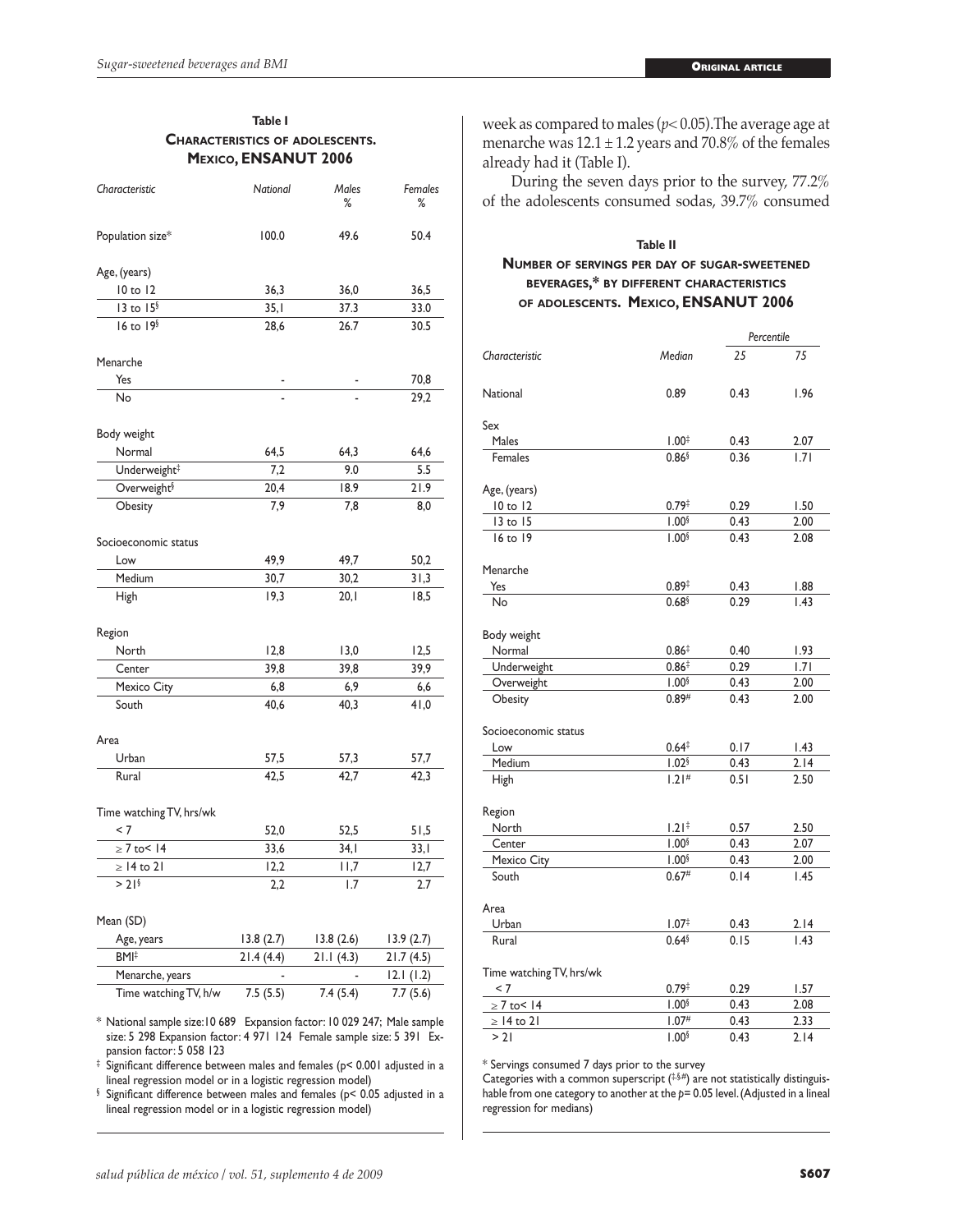**Table I**
**Characteristics of adolescents. Mexico, ENSANUT 2006**

| Characteristic | National | Males % | Females % |
|---|---|---|---|
| Population size* | 100.0 | 49.6 | 50.4 |
| Age, (years) | | | |
| 10 to 12 | 36,3 | 36,0 | 36,5 |
| 13 to 15[§] | 35,1 | 37.3 | 33.0 |
| 16 to 19[§] | 28,6 | 26.7 | 30.5 |
| Menarche | | | |
| Yes | - | - | 70,8 |
| No | - | - | 29,2 |
| Body weight | | | |
| Normal | 64,5 | 64,3 | 64,6 |
| Underweight[‡] | 7,2 | 9.0 | 5.5 |
| Overweight[§] | 20,4 | 18.9 | 21.9 |
| Obesity | 7,9 | 7,8 | 8,0 |
| Socioeconomic status | | | |
| Low | 49,9 | 49,7 | 50,2 |
| Medium | 30,7 | 30,2 | 31,3 |
| High | 19,3 | 20,1 | 18,5 |
| Region | | | |
| North | 12,8 | 13,0 | 12,5 |
| Center | 39,8 | 39,8 | 39,9 |
| Mexico City | 6,8 | 6,9 | 6,6 |
| South | 40,6 | 40,3 | 41,0 |
| Area | | | |
| Urban | 57,5 | 57,3 | 57,7 |
| Rural | 42,5 | 42,7 | 42,3 |
| Time watching TV, hrs/wk | | | |
| < 7 | 52,0 | 52,5 | 51,5 |
| ≥ 7 to< 14 | 33,6 | 34,1 | 33,1 |
| ≥ 14 to 21 | 12,2 | 11,7 | 12,7 |
| > 21[§] | 2,2 | 1.7 | 2.7 |
| Mean (SD) | | | |
| Age, years | 13.8 (2.7) | 13.8 (2.6) | 13.9 (2.7) |
| BMI[‡] | 21.4 (4.4) | 21.1 (4.3) | 21.7 (4.5) |
| Menarche, years | - | - | 12.1 (1.2) |
| Time watching TV, h/w | 7.5 (5.5) | 7.4 (5.4) | 7.7 (5.6) |

\* National sample size: 10 689 Expansion factor: 10 029 247; Male sample size: 5 298 Expansion factor: 4 971 124 Female sample size: 5 391 Expansion factor: 5 058 123

‡ Significant difference between males and females ($p< 0.001$ adjusted in a lineal regression model or in a logistic regression model)

§ Significant difference between males and females ($p< 0.05$ adjusted in a lineal regression model or in a logistic regression model)

week as compared to males ($p< 0.05$). The average age at menarche was $12.1 \pm 1.2$ years and 70.8% of the females already had it (Table I).

During the seven days prior to the survey, 77.2% of the adolescents consumed sodas, 39.7% consumed

**Table II**
**Number of servings per day of sugar-sweetened beverages,* by different characteristics of adolescents. Mexico, ENSANUT 2006**

| Characteristic | Median | Percentile 25 | Percentile 75 |
|---|---|---|---|
| National | 0.89 | 0.43 | 1.96 |
| Sex | | | |
| Males | 1.00[‡] | 0.43 | 2.07 |
| Females | 0.86[§] | 0.36 | 1.71 |
| Age, (years) | | | |
| 10 to 12 | 0.79[‡] | 0.29 | 1.50 |
| 13 to 15 | 1.00[§] | 0.43 | 2.00 |
| 16 to 19 | 1.00[§] | 0.43 | 2.08 |
| Menarche | | | |
| Yes | 0.89[‡] | 0.43 | 1.88 |
| No | 0.68[§] | 0.29 | 1.43 |
| Body weight | | | |
| Normal | 0.86[‡] | 0.40 | 1.93 |
| Underweight | 0.86[‡] | 0.29 | 1.71 |
| Overweight | 1.00[§] | 0.43 | 2.00 |
| Obesity | 0.89[#] | 0.43 | 2.00 |
| Socioeconomic status | | | |
| Low | 0.64[‡] | 0.17 | 1.43 |
| Medium | 1.02[§] | 0.43 | 2.14 |
| High | 1.21[#] | 0.51 | 2.50 |
| Region | | | |
| North | 1.21[‡] | 0.57 | 2.50 |
| Center | 1.00[§] | 0.43 | 2.07 |
| Mexico City | 1.00[§] | 0.43 | 2.00 |
| South | 0.67[#] | 0.14 | 1.45 |
| Area | | | |
| Urban | 1.07[‡] | 0.43 | 2.14 |
| Rural | 0.64[§] | 0.15 | 1.43 |
| Time watching TV, hrs/wk | | | |
| < 7 | 0.79[‡] | 0.29 | 1.57 |
| ≥ 7 to< 14 | 1.00[§] | 0.43 | 2.08 |
| ≥ 14 to 21 | 1.07[#] | 0.43 | 2.33 |
| > 21 | 1.00[§] | 0.43 | 2.14 |

\* Servings consumed 7 days prior to the survey

Categories with a common superscript (‡,§,#) are not statistically distinguishable from one category to another at the $p= 0.05$ level. (Adjusted in a lineal regression for medians)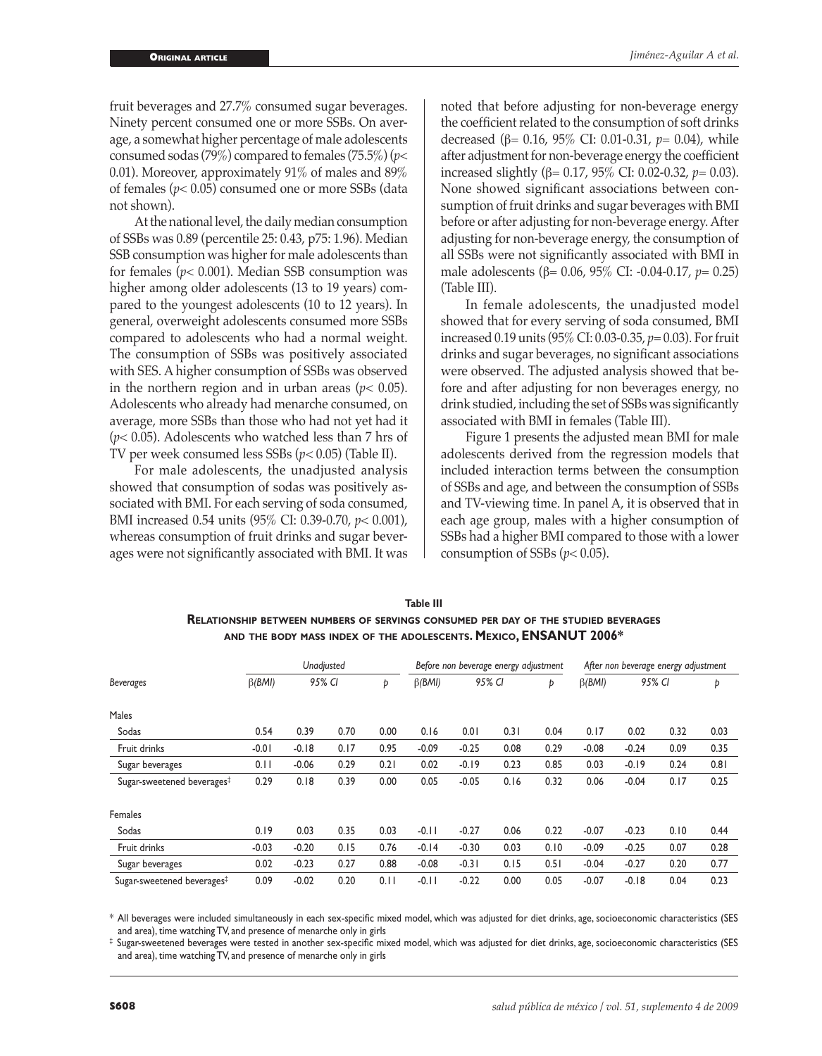fruit beverages and 27.7% consumed sugar beverages. Ninety percent consumed one or more SSBs. On average, a somewhat higher percentage of male adolescents consumed sodas (79%) compared to females (75.5%) ($p < 0.01$). Moreover, approximately 91% of males and 89% of females ($p < 0.05$) consumed one or more SSBs (data not shown).

At the national level, the daily median consumption of SSBs was 0.89 (percentile 25: 0.43, p75: 1.96). Median SSB consumption was higher for male adolescents than for females ($p < 0.001$). Median SSB consumption was higher among older adolescents (13 to 19 years) compared to the youngest adolescents (10 to 12 years). In general, overweight adolescents consumed more SSBs compared to adolescents who had a normal weight. The consumption of SSBs was positively associated with SES. A higher consumption of SSBs was observed in the northern region and in urban areas ($p < 0.05$). Adolescents who already had menarche consumed, on average, more SSBs than those who had not yet had it ($p < 0.05$). Adolescents who watched less than 7 hrs of TV per week consumed less SSBs ($p < 0.05$) (Table II).

For male adolescents, the unadjusted analysis showed that consumption of sodas was positively associated with BMI. For each serving of soda consumed, BMI increased 0.54 units (95% CI: 0.39-0.70, $p < 0.001$), whereas consumption of fruit drinks and sugar beverages were not significantly associated with BMI. It was noted that before adjusting for non-beverage energy the coefficient related to the consumption of soft drinks decreased ($\beta = 0.16$, 95% CI: 0.01-0.31, $p = 0.04$), while after adjustment for non-beverage energy the coefficient increased slightly ($\beta = 0.17$, 95% CI: 0.02-0.32, $p = 0.03$). None showed significant associations between consumption of fruit drinks and sugar beverages with BMI before or after adjusting for non-beverage energy. After adjusting for non-beverage energy, the consumption of all SSBs were not significantly associated with BMI in male adolescents ($\beta = 0.06$, 95% CI: -0.04-0.17, $p = 0.25$) (Table III).

In female adolescents, the unadjusted model showed that for every serving of soda consumed, BMI increased 0.19 units (95% CI: 0.03-0.35, $p = 0.03$). For fruit drinks and sugar beverages, no significant associations were observed. The adjusted analysis showed that before and after adjusting for non beverages energy, no drink studied, including the set of SSBs was significantly associated with BMI in females (Table III).

Figure 1 presents the adjusted mean BMI for male adolescents derived from the regression models that included interaction terms between the consumption of SSBs and age, and between the consumption of SSBs and TV-viewing time. In panel A, it is observed that in each age group, males with a higher consumption of SSBs had a higher BMI compared to those with a lower consumption of SSBs ($p < 0.05$).

**Table III**

**Relationship between numbers of servings consumed per day of the studied beverages and the body mass index of the adolescents. Mexico, ENSANUT 2006***

| Beverages | *Unadjusted* | | | | *Before non beverage energy adjustment* | | | | *After non beverage energy adjustment* | | | |
|---|---|---|---|---|---|---|---|---|---|---|---|---|
| | *β(BMI)* | *95% CI* | | *p* | *β(BMI)* | *95% CI* | | *p* | *β(BMI)* | *95% CI* | | *p* |
| Males | | | | | | | | | | | | |
| Sodas | 0.54 | 0.39 | 0.70 | 0.00 | 0.16 | 0.01 | 0.31 | 0.04 | 0.17 | 0.02 | 0.32 | 0.03 |
| Fruit drinks | -0.01 | -0.18 | 0.17 | 0.95 | -0.09 | -0.25 | 0.08 | 0.29 | -0.08 | -0.24 | 0.09 | 0.35 |
| Sugar beverages | 0.11 | -0.06 | 0.29 | 0.21 | 0.02 | -0.19 | 0.23 | 0.85 | 0.03 | -0.19 | 0.24 | 0.81 |
| Sugar-sweetened beverages‡ | 0.29 | 0.18 | 0.39 | 0.00 | 0.05 | -0.05 | 0.16 | 0.32 | 0.06 | -0.04 | 0.17 | 0.25 |
| Females | | | | | | | | | | | | |
| Sodas | 0.19 | 0.03 | 0.35 | 0.03 | -0.11 | -0.27 | 0.06 | 0.22 | -0.07 | -0.23 | 0.10 | 0.44 |
| Fruit drinks | -0.03 | -0.20 | 0.15 | 0.76 | -0.14 | -0.30 | 0.03 | 0.10 | -0.09 | -0.25 | 0.07 | 0.28 |
| Sugar beverages | 0.02 | -0.23 | 0.27 | 0.88 | -0.08 | -0.31 | 0.15 | 0.51 | -0.04 | -0.27 | 0.20 | 0.77 |
| Sugar-sweetened beverages‡ | 0.09 | -0.02 | 0.20 | 0.11 | -0.11 | -0.22 | 0.00 | 0.05 | -0.07 | -0.18 | 0.04 | 0.23 |

\* All beverages were included simultaneously in each sex-specific mixed model, which was adjusted for diet drinks, age, socioeconomic characteristics (SES and area), time watching TV, and presence of menarche only in girls

‡ Sugar-sweetened beverages were tested in another sex-specific mixed model, which was adjusted for diet drinks, age, socioeconomic characteristics (SES and area), time watching TV, and presence of menarche only in girls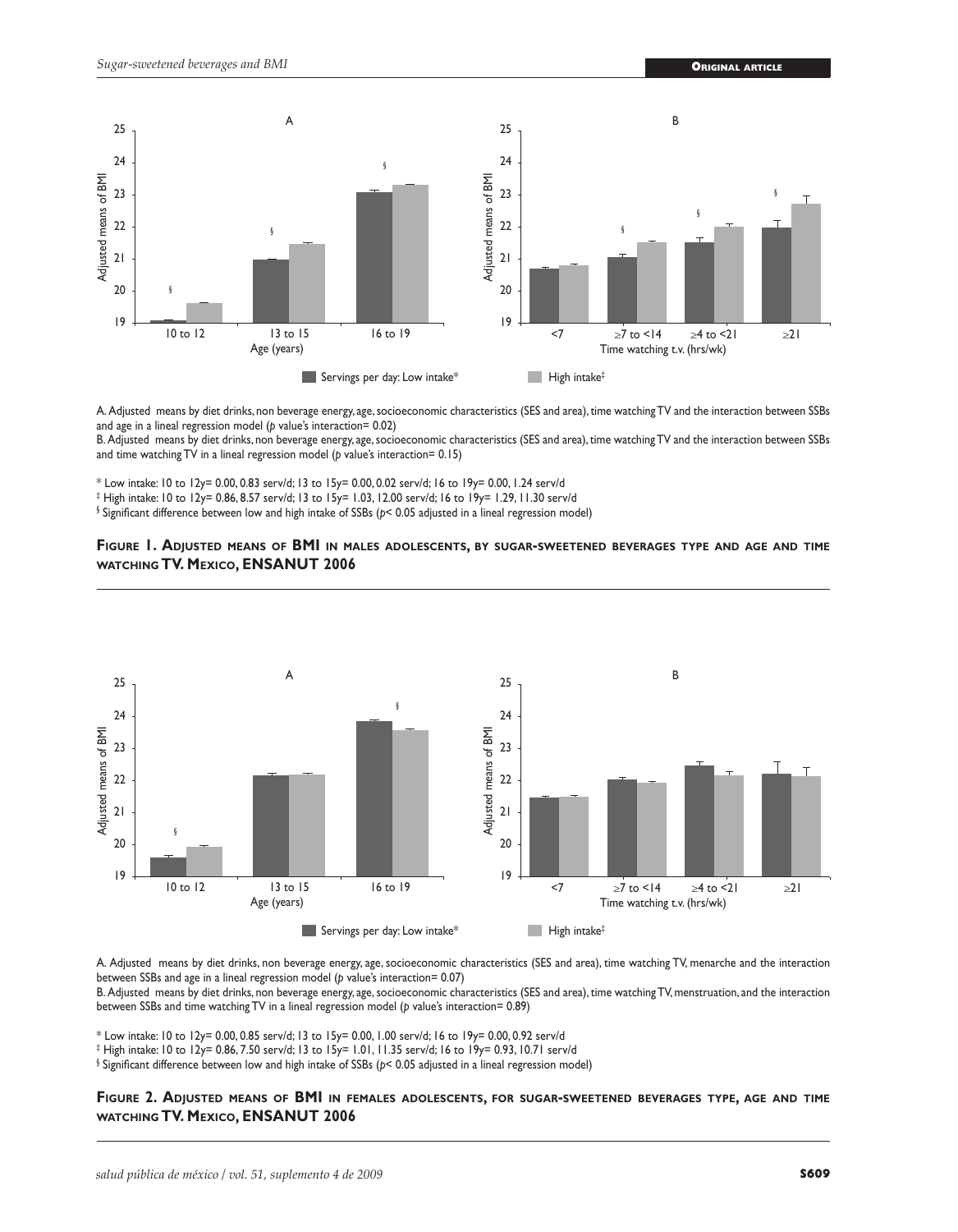A. Adjusted means by diet drinks, non beverage energy, age, socioeconomic characteristics (SES and area), time watching TV and the interaction between SSBs and age in a lineal regression model (*p* value's interaction= 0.02)

B. Adjusted means by diet drinks, non beverage energy, age, socioeconomic characteristics (SES and area), time watching TV and the interaction between SSBs and time watching TV in a lineal regression model (*p* value's interaction= 0.15)

\* Low intake: 10 to 12y= 0.00, 0.83 serv/d; 13 to 15y= 0.00, 0.02 serv/d; 16 to 19y= 0.00, 1.24 serv/d

‡ High intake: 10 to 12y= 0.86, 8.57 serv/d; 13 to 15y= 1.03, 12.00 serv/d; 16 to 19y= 1.29, 11.30 serv/d

§ Significant difference between low and high intake of SSBs ($p< 0.05$ adjusted in a lineal regression model)

**Figure 1. Adjusted means of BMI in males adolescents, by sugar-sweetened beverages type and age and time watching TV. Mexico, ENSANUT 2006**

A. Adjusted means by diet drinks, non beverage energy, age, socioeconomic characteristics (SES and area), time watching TV, menarche and the interaction between SSBs and age in a lineal regression model (*p* value's interaction= 0.07)

B. Adjusted means by diet drinks, non beverage energy, age, socioeconomic characteristics (SES and area), time watching TV, menstruation, and the interaction between SSBs and time watching TV in a lineal regression model (*p* value's interaction= 0.89)

\* Low intake: 10 to 12y= 0.00, 0.85 serv/d; 13 to 15y= 0.00, 1.00 serv/d; 16 to 19y= 0.00, 0.92 serv/d

‡ High intake: 10 to 12y= 0.86, 7.50 serv/d; 13 to 15y= 1.01, 11.35 serv/d; 16 to 19y= 0.93, 10.71 serv/d

§ Significant difference between low and high intake of SSBs ($p< 0.05$ adjusted in a lineal regression model)

**Figure 2. Adjusted means of BMI in females adolescents, for sugar-sweetened beverages type, age and time watching TV. Mexico, ENSANUT 2006**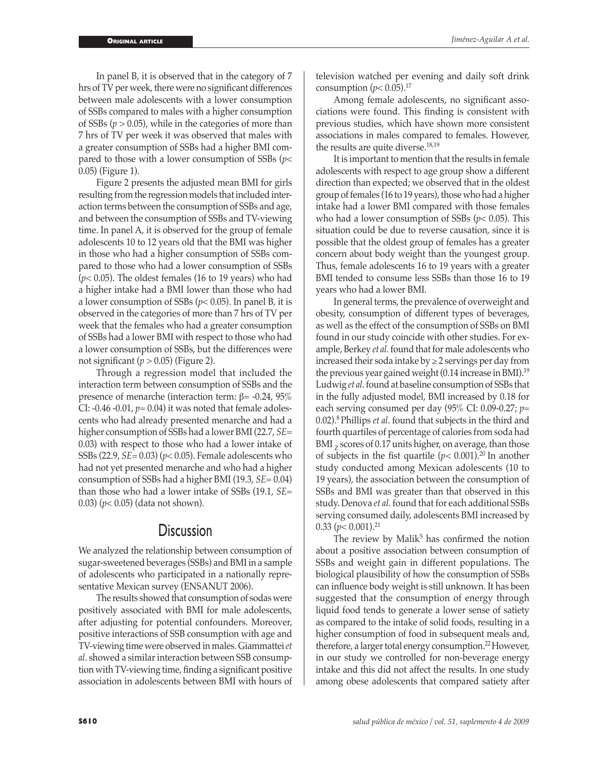In panel B, it is observed that in the category of 7 hrs of TV per week, there were no significant differences between male adolescents with a lower consumption of SSBs compared to males with a higher consumption of SSBs ($p > 0.05$), while in the categories of more than 7 hrs of TV per week it was observed that males with a greater consumption of SSBs had a higher BMI compared to those with a lower consumption of SSBs ($p < 0.05$) (Figure 1).

Figure 2 presents the adjusted mean BMI for girls resulting from the regression models that included interaction terms between the consumption of SSBs and age, and between the consumption of SSBs and TV-viewing time. In panel A, it is observed for the group of female adolescents 10 to 12 years old that the BMI was higher in those who had a higher consumption of SSBs compared to those who had a lower consumption of SSBs ($p < 0.05$). The oldest females (16 to 19 years) who had a higher intake had a BMI lower than those who had a lower consumption of SSBs ($p < 0.05$). In panel B, it is observed in the categories of more than 7 hrs of TV per week that the females who had a greater consumption of SSBs had a lower BMI with respect to those who had a lower consumption of SSBs, but the differences were not significant ($p > 0.05$) (Figure 2).

Through a regression model that included the interaction term between consumption of SSBs and the presence of menarche (interaction term: $\beta = -0.24$, 95% CI: -0.46 -0.01, $p = 0.04$) it was noted that female adolescents who had already presented menarche and had a higher consumption of SSBs had a lower BMI (22.7, *SE*= 0.03) with respect to those who had a lower intake of SSBs (22.9, *SE*= 0.03) ($p < 0.05$). Female adolescents who had not yet presented menarche and who had a higher consumption of SSBs had a higher BMI (19.3, *SE*= 0.04) than those who had a lower intake of SSBs (19.1, *SE*= 0.03) ($p < 0.05$) (data not shown).

## Discussion

We analyzed the relationship between consumption of sugar-sweetened beverages (SSBs) and BMI in a sample of adolescents who participated in a nationally representative Mexican survey (ENSANUT 2006).

The results showed that consumption of sodas were positively associated with BMI for male adolescents, after adjusting for potential confounders. Moreover, positive interactions of SSB consumption with age and TV-viewing time were observed in males. Giammattei *et al*. showed a similar interaction between SSB consumption with TV-viewing time, finding a significant positive association in adolescents between BMI with hours of television watched per evening and daily soft drink consumption ($p < 0.05$).[17]

Among female adolescents, no significant associations were found. This finding is consistent with previous studies, which have shown more consistent associations in males compared to females. However, the results are quite diverse.[18,19]

It is important to mention that the results in female adolescents with respect to age group show a different direction than expected; we observed that in the oldest group of females (16 to 19 years), those who had a higher intake had a lower BMI compared with those females who had a lower consumption of SSBs ($p < 0.05$). This situation could be due to reverse causation, since it is possible that the oldest group of females has a greater concern about body weight than the youngest group. Thus, female adolescents 16 to 19 years with a greater BMI tended to consume less SSBs than those 16 to 19 years who had a lower BMI.

In general terms, the prevalence of overweight and obesity, consumption of different types of beverages, as well as the effect of the consumption of SSBs on BMI found in our study coincide with other studies. For example, Berkey *et al.* found that for male adolescents who increased their soda intake by ≥ 2 servings per day from the previous year gained weight (0.14 increase in BMI).[19] Ludwig *et al*. found at baseline consumption of SSBs that in the fully adjusted model, BMI increased by 0.18 for each serving consumed per day (95% CI: 0.09-0.27; $p = 0.02$).[8] Phillips *et al*. found that subjects in the third and fourth quartiles of percentage of calories from soda had $BMI_Z$ scores of 0.17 units higher, on average, than those of subjects in the fist quartile ($p < 0.001$).[20] In another study conducted among Mexican adolescents (10 to 19 years), the association between the consumption of SSBs and BMI was greater than that observed in this study. Denova *et al.* found that for each additional SSBs serving consumed daily, adolescents BMI increased by 0.33 ($p < 0.001$).[21]

The review by Malik[5] has confirmed the notion about a positive association between consumption of SSBs and weight gain in different populations. The biological plausibility of how the consumption of SSBs can influence body weight is still unknown. It has been suggested that the consumption of energy through liquid food tends to generate a lower sense of satiety as compared to the intake of solid foods, resulting in a higher consumption of food in subsequent meals and, therefore, a larger total energy consumption.[22] However, in our study we controlled for non-beverage energy intake and this did not affect the results. In one study among obese adolescents that compared satiety after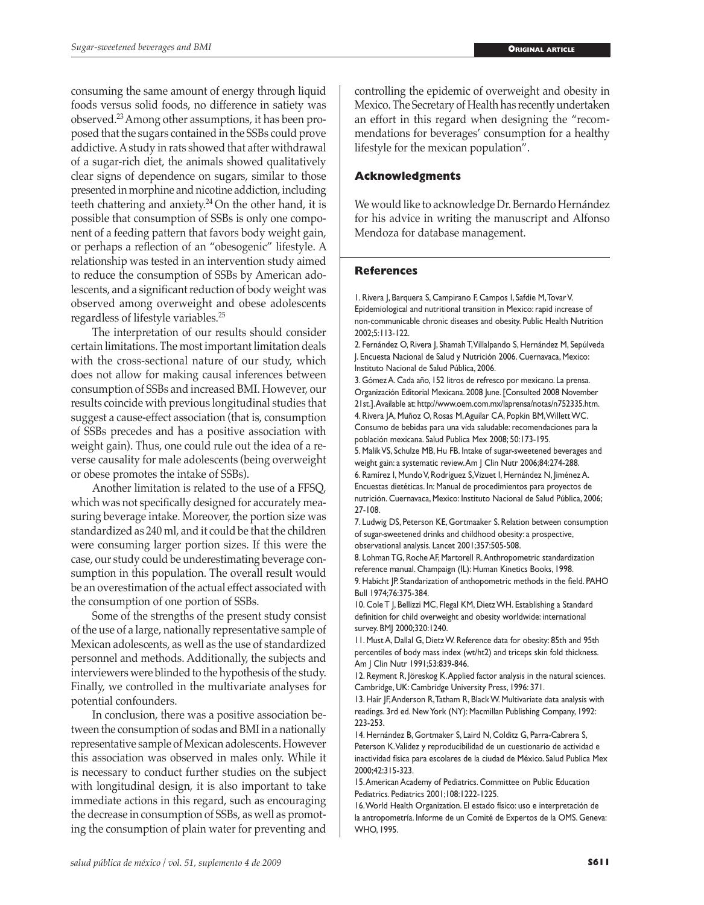consuming the same amount of energy through liquid foods versus solid foods, no difference in satiety was observed.[23] Among other assumptions, it has been proposed that the sugars contained in the SSBs could prove addictive. A study in rats showed that after withdrawal of a sugar-rich diet, the animals showed qualitatively clear signs of dependence on sugars, similar to those presented in morphine and nicotine addiction, including teeth chattering and anxiety.[24] On the other hand, it is possible that consumption of SSBs is only one component of a feeding pattern that favors body weight gain, or perhaps a reflection of an "obesogenic" lifestyle. A relationship was tested in an intervention study aimed to reduce the consumption of SSBs by American adolescents, and a significant reduction of body weight was observed among overweight and obese adolescents regardless of lifestyle variables.[25]

The interpretation of our results should consider certain limitations. The most important limitation deals with the cross-sectional nature of our study, which does not allow for making causal inferences between consumption of SSBs and increased BMI. However, our results coincide with previous longitudinal studies that suggest a cause-effect association (that is, consumption of SSBs precedes and has a positive association with weight gain). Thus, one could rule out the idea of a reverse causality for male adolescents (being overweight or obese promotes the intake of SSBs).

Another limitation is related to the use of a FFSQ, which was not specifically designed for accurately measuring beverage intake. Moreover, the portion size was standardized as 240 ml, and it could be that the children were consuming larger portion sizes. If this were the case, our study could be underestimating beverage consumption in this population. The overall result would be an overestimation of the actual effect associated with the consumption of one portion of SSBs.

Some of the strengths of the present study consist of the use of a large, nationally representative sample of Mexican adolescents, as well as the use of standardized personnel and methods. Additionally, the subjects and interviewers were blinded to the hypothesis of the study. Finally, we controlled in the multivariate analyses for potential confounders.

In conclusion, there was a positive association between the consumption of sodas and BMI in a nationally representative sample of Mexican adolescents. However this association was observed in males only. While it is necessary to conduct further studies on the subject with longitudinal design, it is also important to take immediate actions in this regard, such as encouraging the decrease in consumption of SSBs, as well as promoting the consumption of plain water for preventing and controlling the epidemic of overweight and obesity in Mexico. The Secretary of Health has recently undertaken an effort in this regard when designing the "recommendations for beverages' consumption for a healthy lifestyle for the mexican population".

## Acknowledgments

We would like to acknowledge Dr. Bernardo Hernández for his advice in writing the manuscript and Alfonso Mendoza for database management.

## References

1. Rivera J, Barquera S, Campirano F, Campos I, Safdie M, Tovar V. Epidemiological and nutritional transition in Mexico: rapid increase of non-communicable chronic diseases and obesity. Public Health Nutrition 2002;5:113-122.
2. Fernández O, Rivera J, Shamah T, Villalpando S, Hernández M, Sepúlveda J. Encuesta Nacional de Salud y Nutrición 2006. Cuernavaca, Mexico: Instituto Nacional de Salud Pública, 2006.
3. Gómez A. Cada año, 152 litros de refresco por mexicano. La prensa. Organización Editorial Mexicana. 2008 June. [Consulted 2008 November 21st.]. Available at: http://www.oem.com.mx/laprensa/notas/n752335.htm.
4. Rivera JA, Muñoz O, Rosas M, Aguilar CA, Popkin BM, Willett WC. Consumo de bebidas para una vida saludable: recomendaciones para la población mexicana. Salud Publica Mex 2008; 50:173-195.
5. Malik VS, Schulze MB, Hu FB. Intake of sugar-sweetened beverages and weight gain: a systematic review. Am J Clin Nutr 2006;84:274-288.
6. Ramírez I, Mundo V, Rodríguez S, Vizuet I, Hernández N, Jiménez A. Encuestas dietéticas. In: Manual de procedimientos para proyectos de nutrición. Cuernavaca, Mexico: Instituto Nacional de Salud Pública, 2006; 27-108.
7. Ludwig DS, Peterson KE, Gortmaaker S. Relation between consumption of sugar-sweetened drinks and childhood obesity: a prospective, observational analysis. Lancet 2001;357:505-508.
8. Lohman TG, Roche AF, Martorell R. Anthropometric standardization reference manual. Champaign (IL): Human Kinetics Books, 1998.
9. Habicht JP. Standarization of anthopometric methods in the field. PAHO Bull 1974;76:375-384.
10. Cole T J, Bellizzi MC, Flegal KM, Dietz WH. Establishing a Standard definition for child overweight and obesity worldwide: international survey. BMJ 2000;320:1240.
11. Must A, Dallal G, Dietz W. Reference data for obesity: 85th and 95th percentiles of body mass index (wt/ht2) and triceps skin fold thickness. Am J Clin Nutr 1991;53:839-846.
12. Reyment R, Jöreskog K. Applied factor analysis in the natural sciences. Cambridge, UK: Cambridge University Press, 1996: 371.
13. Hair JF, Anderson R, Tatham R, Black W. Multivariate data analysis with readings. 3rd ed. New York (NY): Macmillan Publishing Company, 1992: 223-253.
14. Hernández B, Gortmaker S, Laird N, Colditz G, Parra-Cabrera S, Peterson K. Validez y reproducibilidad de un cuestionario de actividad e inactividad física para escolares de la ciudad de México. Salud Publica Mex 2000;42:315-323.
15. American Academy of Pediatrics. Committee on Public Education Pediatrics. Pediatrics 2001;108:1222-1225.
16. World Health Organization. El estado físico: uso e interpretación de la antropometría. Informe de un Comité de Expertos de la OMS. Geneva: WHO, 1995.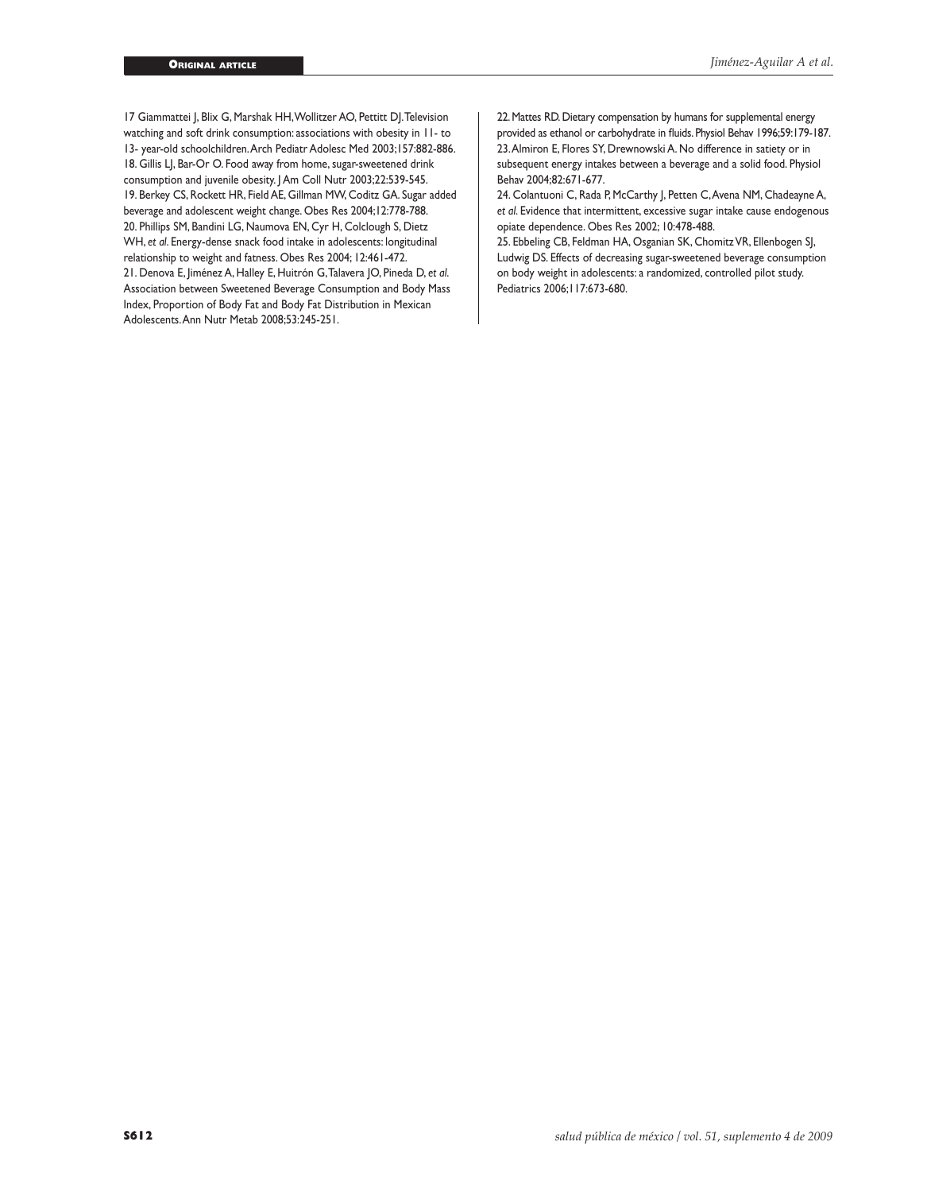17 Giammattei J, Blix G, Marshak HH, Wollitzer AO, Pettitt DJ. Television watching and soft drink consumption: associations with obesity in 11- to 13- year-old schoolchildren. Arch Pediatr Adolesc Med 2003;157:882-886.

18. Gillis LJ, Bar-Or O. Food away from home, sugar-sweetened drink consumption and juvenile obesity. J Am Coll Nutr 2003;22:539-545.

19. Berkey CS, Rockett HR, Field AE, Gillman MW, Coditz GA. Sugar added beverage and adolescent weight change. Obes Res 2004;12:778-788.

20. Phillips SM, Bandini LG, Naumova EN, Cyr H, Colclough S, Dietz WH, *et al*. Energy-dense snack food intake in adolescents: longitudinal relationship to weight and fatness. Obes Res 2004; 12:461-472.

21. Denova E, Jiménez A, Halley E, Huitrón G, Talavera JO, Pineda D, *et al.* Association between Sweetened Beverage Consumption and Body Mass Index, Proportion of Body Fat and Body Fat Distribution in Mexican Adolescents. Ann Nutr Metab 2008;53:245-251.

22. Mattes RD. Dietary compensation by humans for supplemental energy provided as ethanol or carbohydrate in fluids. Physiol Behav 1996;59:179-187.

23. Almiron E, Flores SY, Drewnowski A. No difference in satiety or in subsequent energy intakes between a beverage and a solid food. Physiol Behav 2004;82:671-677.

24. Colantuoni C, Rada P, McCarthy J, Petten C, Avena NM, Chadeayne A, *et al*. Evidence that intermittent, excessive sugar intake cause endogenous opiate dependence. Obes Res 2002; 10:478-488.

25. Ebbeling CB, Feldman HA, Osganian SK, Chomitz VR, Ellenbogen SJ, Ludwig DS. Effects of decreasing sugar-sweetened beverage consumption on body weight in adolescents: a randomized, controlled pilot study. Pediatrics 2006;117:673-680.